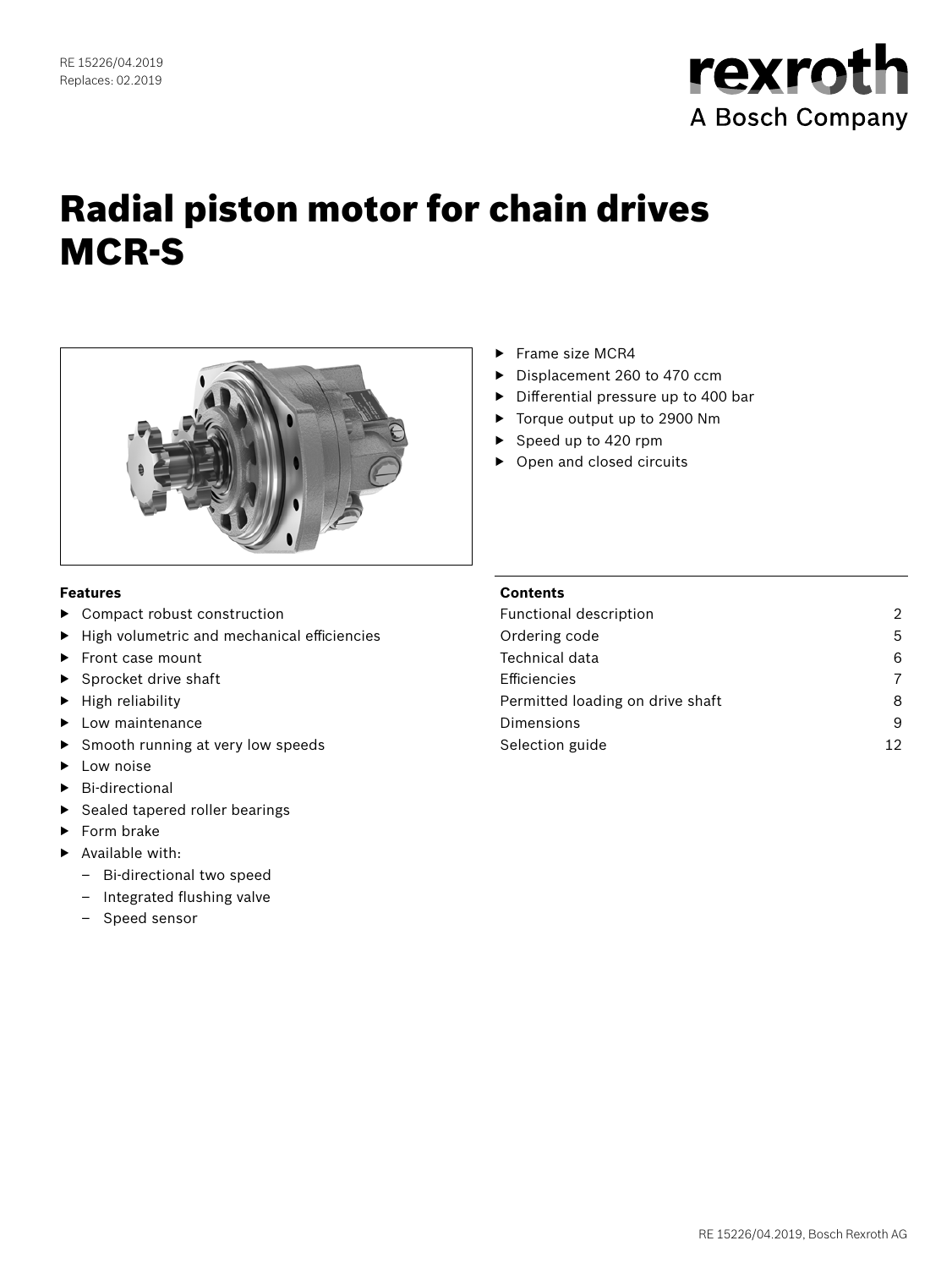RE 15226/04.2019
Replaces: 02.2019

# Radial piston motor for chain drives MCR-S

- Frame size MCR4
- Displacement 260 to 470 ccm
- Differential pressure up to 400 bar
- Torque output up to 2900 Nm
- Speed up to 420 rpm
- Open and closed circuits

### Features

- Compact robust construction
- High volumetric and mechanical efficiencies
- Front case mount
- Sprocket drive shaft
- High reliability
- Low maintenance
- Smooth running at very low speeds
- Low noise
- Bi-directional
- Sealed tapered roller bearings
- Form brake
- Available with:
  - Bi-directional two speed
  - Integrated flushing valve
  - Speed sensor

### Contents

| | |
|---|---|
| Functional description | 2 |
| Ordering code | 5 |
| Technical data | 6 |
| Efficiencies | 7 |
| Permitted loading on drive shaft | 8 |
| Dimensions | 9 |
| Selection guide | 12 |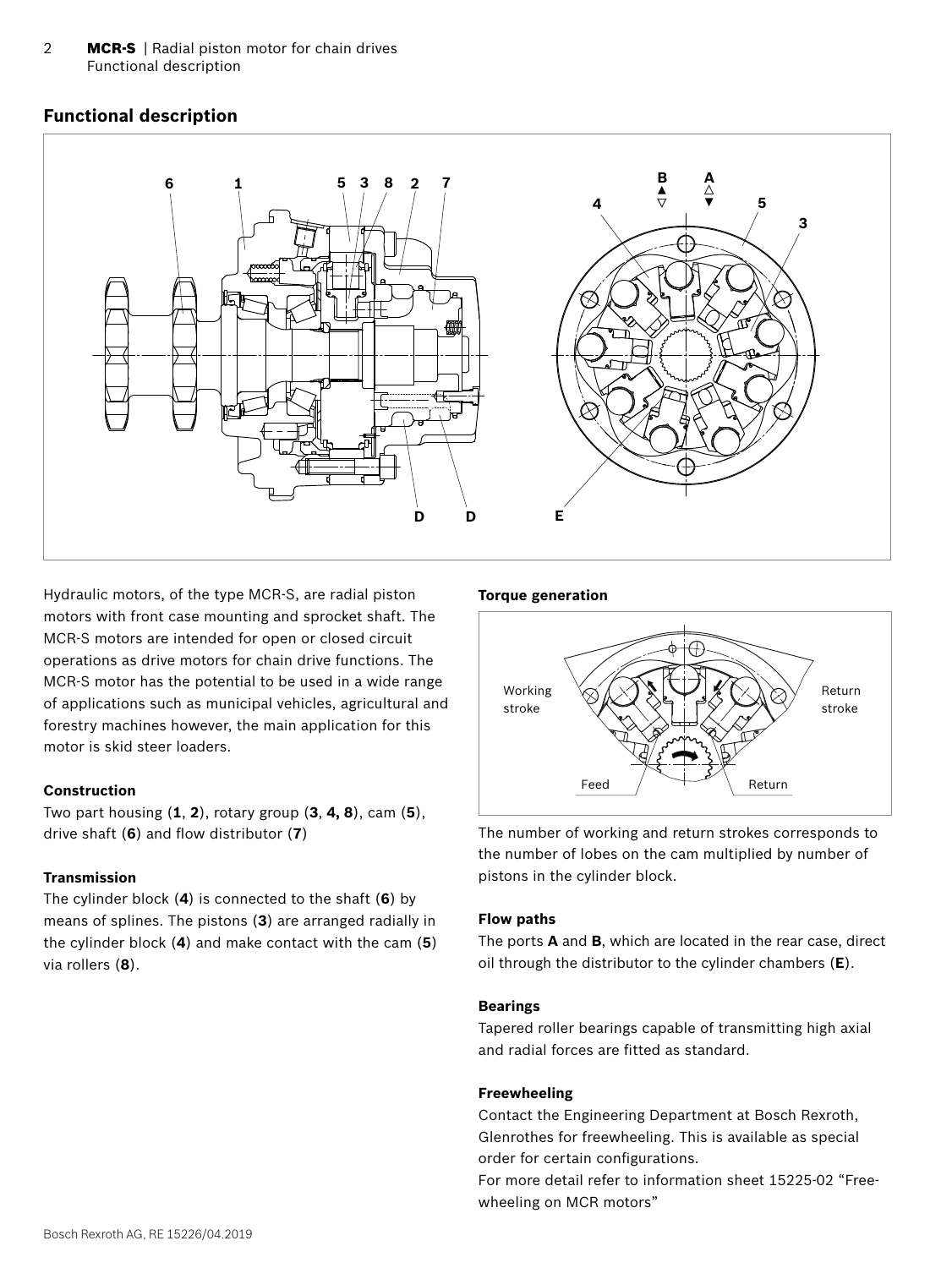## Functional description

Hydraulic motors, of the type MCR-S, are radial piston motors with front case mounting and sprocket shaft. The MCR-S motors are intended for open or closed circuit operations as drive motors for chain drive functions. The MCR-S motor has the potential to be used in a wide range of applications such as municipal vehicles, agricultural and forestry machines however, the main application for this motor is skid steer loaders.

### Construction

Two part housing (**1**, **2**), rotary group (**3**, **4, 8**), cam (**5**), drive shaft (**6**) and flow distributor (**7**)

### Transmission

The cylinder block (**4**) is connected to the shaft (**6**) by means of splines. The pistons (**3**) are arranged radially in the cylinder block (**4**) and make contact with the cam (**5**) via rollers (**8**).

### Torque generation

The number of working and return strokes corresponds to the number of lobes on the cam multiplied by number of pistons in the cylinder block.

### Flow paths

The ports **A** and **B**, which are located in the rear case, direct oil through the distributor to the cylinder chambers (**E**).

### Bearings

Tapered roller bearings capable of transmitting high axial and radial forces are fitted as standard.

### Freewheeling

Contact the Engineering Department at Bosch Rexroth, Glenrothes for freewheeling. This is available as special order for certain configurations.

For more detail refer to information sheet 15225-02 "Free-wheeling on MCR motors"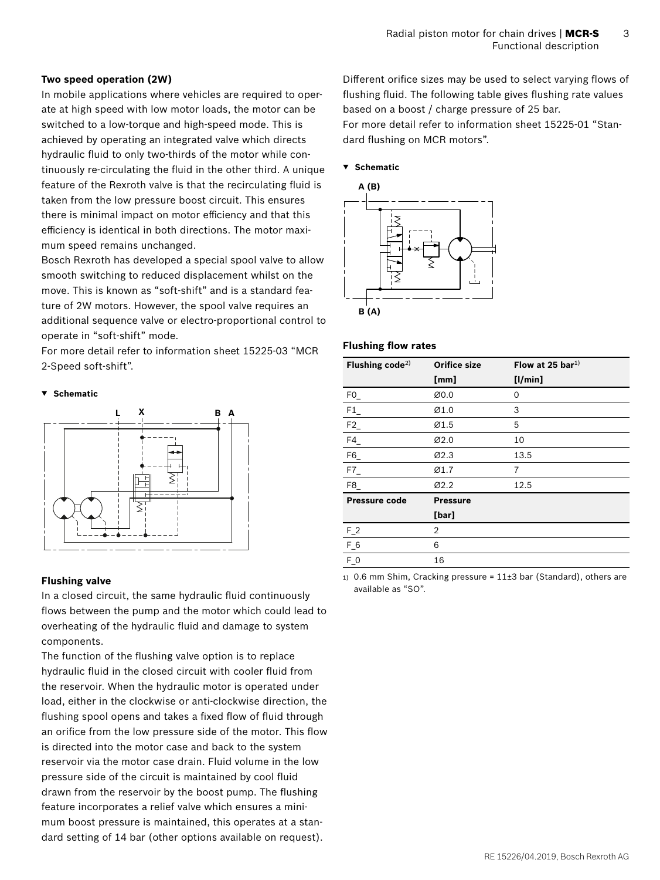## Two speed operation (2W)

In mobile applications where vehicles are required to operate at high speed with low motor loads, the motor can be switched to a low-torque and high-speed mode. This is achieved by operating an integrated valve which directs hydraulic fluid to only two-thirds of the motor while continuously re-circulating the fluid in the other third. A unique feature of the Rexroth valve is that the recirculating fluid is taken from the low pressure boost circuit. This ensures there is minimal impact on motor efficiency and that this efficiency is identical in both directions. The motor maximum speed remains unchanged.

Bosch Rexroth has developed a special spool valve to allow smooth switching to reduced displacement whilst on the move. This is known as "soft-shift" and is a standard feature of 2W motors. However, the spool valve requires an additional sequence valve or electro-proportional control to operate in "soft-shift" mode.

For more detail refer to information sheet 15225-03 "MCR 2-Speed soft-shift".

▼ **Schematic**

L X B A

## Flushing valve

In a closed circuit, the same hydraulic fluid continuously flows between the pump and the motor which could lead to overheating of the hydraulic fluid and damage to system components.

The function of the flushing valve option is to replace hydraulic fluid in the closed circuit with cooler fluid from the reservoir. When the hydraulic motor is operated under load, either in the clockwise or anti-clockwise direction, the flushing spool opens and takes a fixed flow of fluid through an orifice from the low pressure side of the motor. This flow is directed into the motor case and back to the system reservoir via the motor case drain. Fluid volume in the low pressure side of the circuit is maintained by cool fluid drawn from the reservoir by the boost pump. The flushing feature incorporates a relief valve which ensures a minimum boost pressure is maintained, this operates at a standard setting of 14 bar (other options available on request).

Different orifice sizes may be used to select varying flows of flushing fluid. The following table gives flushing rate values based on a boost / charge pressure of 25 bar.

For more detail refer to information sheet 15225-01 "Standard flushing on MCR motors".

▼ **Schematic**

A (B)

B (A)

### Flushing flow rates

| Flushing code[2] | Orifice size [mm] | Flow at 25 bar[1] [l/min] |
|---|---|---|
| F0_ | Ø0.0 | 0 |
| F1_ | Ø1.0 | 3 |
| F2_ | Ø1.5 | 5 |
| F4_ | Ø2.0 | 10 |
| F6_ | Ø2.3 | 13.5 |
| F7_ | Ø1.7 | 7 |
| F8_ | Ø2.2 | 12.5 |
| **Pressure code** | **Pressure [bar]** | |
| F_2 | 2 | |
| F_6 | 6 | |
| F_0 | 16 | |

1) 0.6 mm Shim, Cracking pressure = 11±3 bar (Standard), others are available as "SO".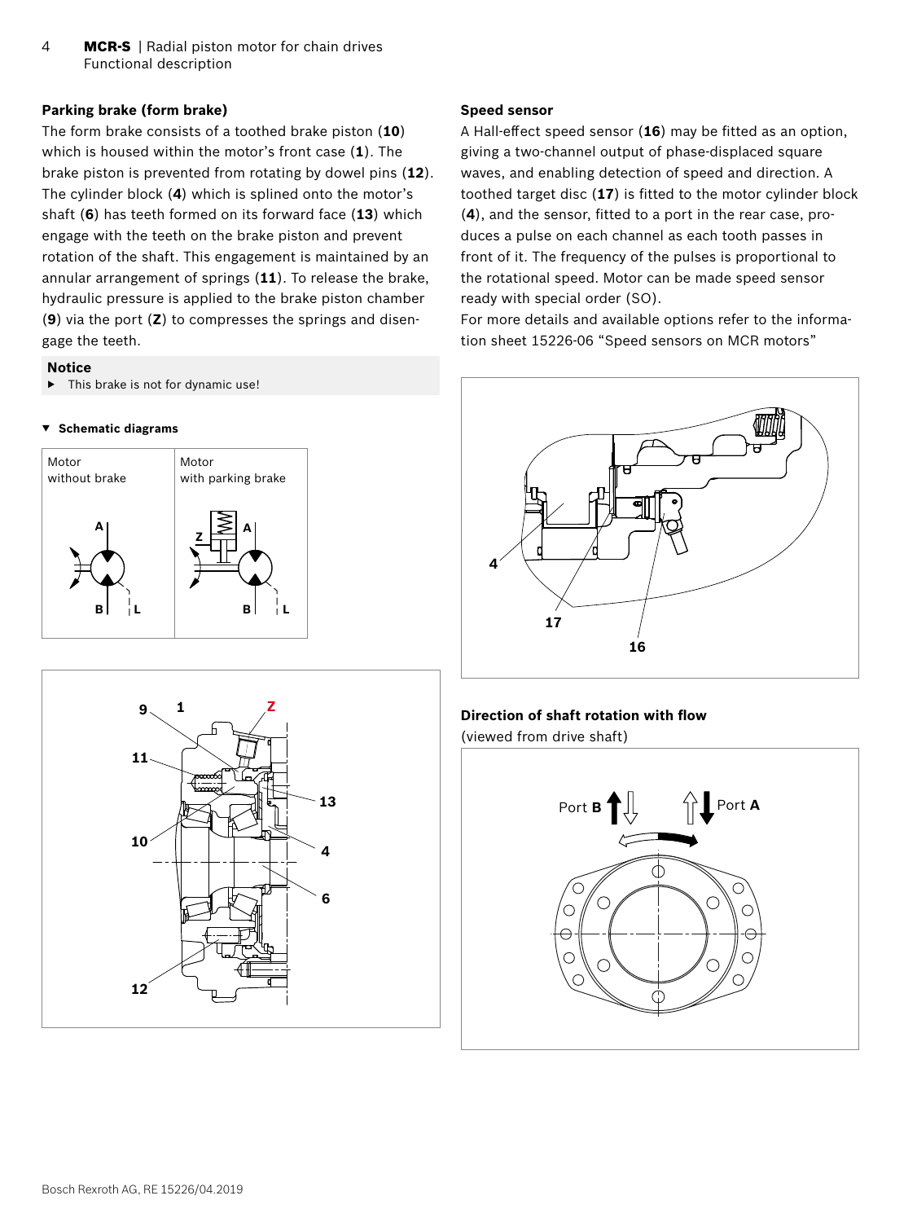## Parking brake (form brake)

The form brake consists of a toothed brake piston (**10**) which is housed within the motor's front case (**1**). The brake piston is prevented from rotating by dowel pins (**12**). The cylinder block (**4**) which is splined onto the motor's shaft (**6**) has teeth formed on its forward face (**13**) which engage with the teeth on the brake piston and prevent rotation of the shaft. This engagement is maintained by an annular arrangement of springs (**11**). To release the brake, hydraulic pressure is applied to the brake piston chamber (**9**) via the port (**Z**) to compresses the springs and disengage the teeth.

**Notice**

- This brake is not for dynamic use!

▼ **Schematic diagrams**

| Motor without brake | Motor with parking brake |
| --- | --- |

## Speed sensor

A Hall-effect speed sensor (**16**) may be fitted as an option, giving a two-channel output of phase-displaced square waves, and enabling detection of speed and direction. A toothed target disc (**17**) is fitted to the motor cylinder block (**4**), and the sensor, fitted to a port in the rear case, produces a pulse on each channel as each tooth passes in front of it. The frequency of the pulses is proportional to the rotational speed. Motor can be made speed sensor ready with special order (SO).

For more details and available options refer to the information sheet 15226-06 "Speed sensors on MCR motors"

## Direction of shaft rotation with flow

(viewed from drive shaft)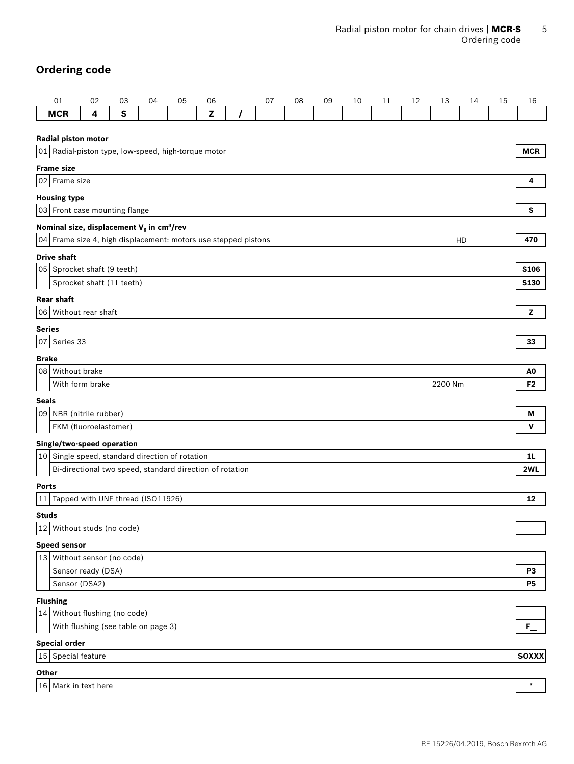## Ordering code

| 01 | 02 | 03 | 04 | 05 | 06 | | 07 | 08 | 09 | 10 | 11 | 12 | 13 | 14 | 15 | 16 |
|---|---|---|---|---|---|---|---|---|---|---|---|---|---|---|---|---|
| **MCR** | **4** | **S** | | | **Z** | **/** | | | | | | | | | | |

**Radial piston motor**

| | | | |
|---|---|---|---|
| 01 | Radial-piston type, low-speed, high-torque motor | | **MCR** |

**Frame size**

| | | | |
|---|---|---|---|
| 02 | Frame size | | **4** |

**Housing type**

| | | | |
|---|---|---|---|
| 03 | Front case mounting flange | | **S** |

**Nominal size, displacement $V_g$ in cm³/rev**

| | | | |
|---|---|---|---|
| 04 | Frame size 4, high displacement: motors use stepped pistons | HD | **470** |

**Drive shaft**

| | | | |
|---|---|---|---|
| 05 | Sprocket shaft (9 teeth) | | **S106** |
| | Sprocket shaft (11 teeth) | | **S130** |

**Rear shaft**

| | | | |
|---|---|---|---|
| 06 | Without rear shaft | | **Z** |

**Series**

| | | | |
|---|---|---|---|
| 07 | Series 33 | | **33** |

**Brake**

| | | | |
|---|---|---|---|
| 08 | Without brake | | **A0** |
| | With form brake | 2200 Nm | **F2** |

**Seals**

| | | | |
|---|---|---|---|
| 09 | NBR (nitrile rubber) | | **M** |
| | FKM (fluoroelastomer) | | **V** |

**Single/two-speed operation**

| | | | |
|---|---|---|---|
| 10 | Single speed, standard direction of rotation | | **1L** |
| | Bi-directional two speed, standard direction of rotation | | **2WL** |

**Ports**

| | | | |
|---|---|---|---|
| 11 | Tapped with UNF thread (ISO11926) | | **12** |

**Studs**

| | | | |
|---|---|---|---|
| 12 | Without studs (no code) | | |

**Speed sensor**

| | | | |
|---|---|---|---|
| 13 | Without sensor (no code) | | |
| | Sensor ready (DSA) | | **P3** |
| | Sensor (DSA2) | | **P5** |

**Flushing**

| | | | |
|---|---|---|---|
| 14 | Without flushing (no code) | | |
| | With flushing (see table on page 3) | | **F__** |

**Special order**

| | | | |
|---|---|---|---|
| 15 | Special feature | | **SOXXX** |

**Other**

| | | | |
|---|---|---|---|
| 16 | Mark in text here | | **\*** |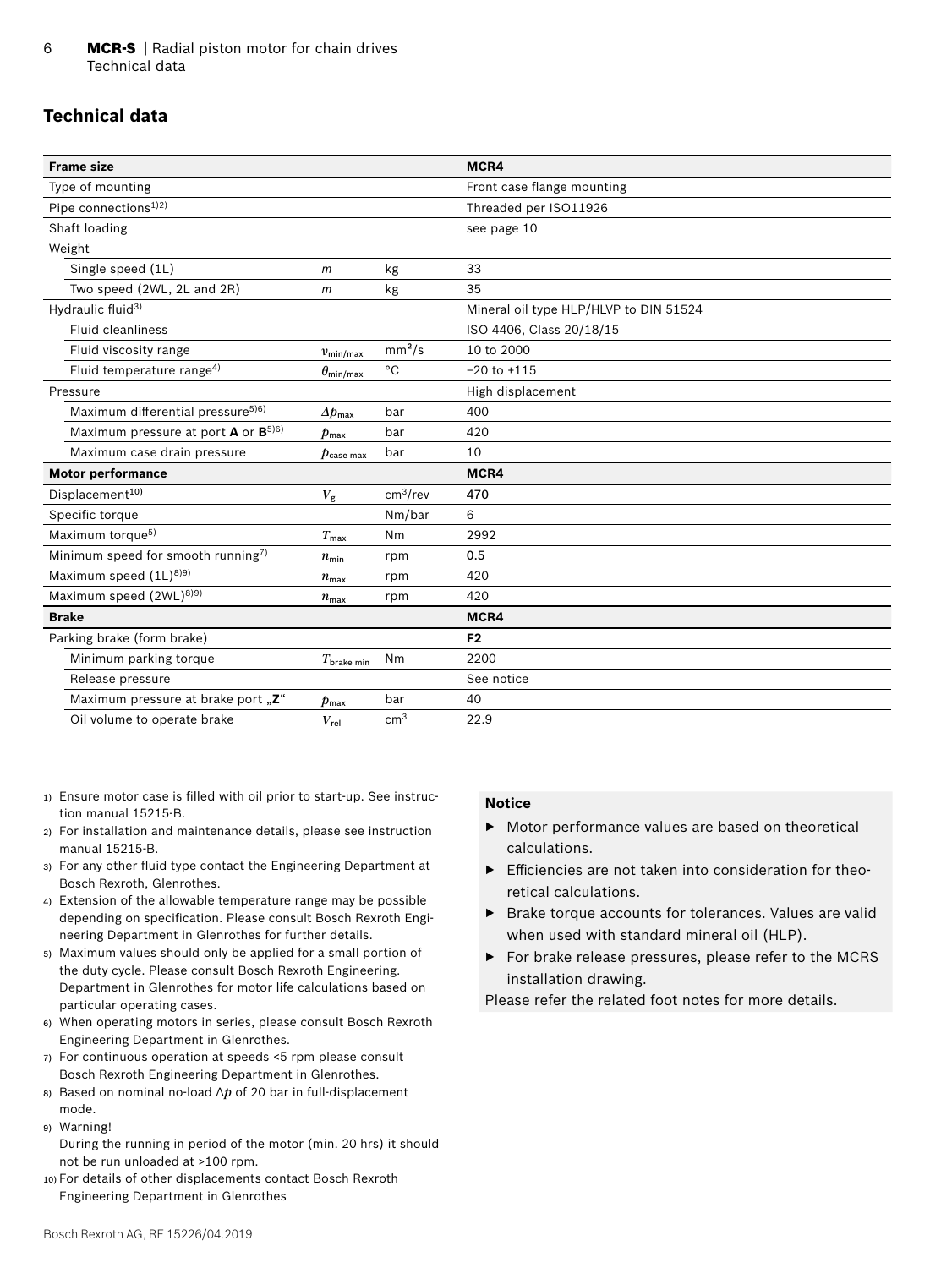## Technical data

| Frame size | | | MCR4 |
|---|---|---|---|
| Type of mounting | | | Front case flange mounting |
| Pipe connections[1)2)] | | | Threaded per ISO11926 |
| Shaft loading | | | see page 10 |
| Weight | | | |
| Single speed (1L) | $m$ | kg | 33 |
| Two speed (2WL, 2L and 2R) | $m$ | kg | 35 |
| Hydraulic fluid[3)] | | | Mineral oil type HLP/HLVP to DIN 51524 |
| Fluid cleanliness | | | ISO 4406, Class 20/18/15 |
| Fluid viscosity range | $\upsilon_{min/max}$ | mm²/s | 10 to 2000 |
| Fluid temperature range[4)] | $\theta_{min/max}$ | °C | −20 to +115 |
| Pressure | | | High displacement |
| Maximum differential pressure[5)6)] | $\Delta p_{max}$ | bar | 400 |
| Maximum pressure at port **A** or **B**[5)6)] | $p_{max}$ | bar | 420 |
| Maximum case drain pressure | $p_{case\ max}$ | bar | 10 |
| **Motor performance** | | | **MCR4** |
| Displacement[10)] | $V_g$ | cm³/rev | 470 |
| Specific torque | | Nm/bar | 6 |
| Maximum torque[5)] | $T_{max}$ | Nm | 2992 |
| Minimum speed for smooth running[7)] | $n_{min}$ | rpm | 0.5 |
| Maximum speed (1L)[8)9)] | $n_{max}$ | rpm | 420 |
| Maximum speed (2WL)[8)9)] | $n_{max}$ | rpm | 420 |
| **Brake** | | | **MCR4** |
| Parking brake (form brake) | | | **F2** |
| Minimum parking torque | $T_{brake\ min}$ | Nm | 2200 |
| Release pressure | | | See notice |
| Maximum pressure at brake port „**Z**" | $p_{max}$ | bar | 40 |
| Oil volume to operate brake | $V_{rel}$ | cm³ | 22.9 |

1) Ensure motor case is filled with oil prior to start-up. See instruction manual 15215-B.
2) For installation and maintenance details, please see instruction manual 15215-B.
3) For any other fluid type contact the Engineering Department at Bosch Rexroth, Glenrothes.
4) Extension of the allowable temperature range may be possible depending on specification. Please consult Bosch Rexroth Engineering Department in Glenrothes for further details.
5) Maximum values should only be applied for a small portion of the duty cycle. Please consult Bosch Rexroth Engineering. Department in Glenrothes for motor life calculations based on particular operating cases.
6) When operating motors in series, please consult Bosch Rexroth Engineering Department in Glenrothes.
7) For continuous operation at speeds <5 rpm please consult Bosch Rexroth Engineering Department in Glenrothes.
8) Based on nominal no-load $\Delta p$ of 20 bar in full-displacement mode.
9) Warning!
During the running in period of the motor (min. 20 hrs) it should not be run unloaded at >100 rpm.
10) For details of other displacements contact Bosch Rexroth Engineering Department in Glenrothes

**Notice**

- Motor performance values are based on theoretical calculations.
- Efficiencies are not taken into consideration for theoretical calculations.
- Brake torque accounts for tolerances. Values are valid when used with standard mineral oil (HLP).
- For brake release pressures, please refer to the MCRS installation drawing.

Please refer the related foot notes for more details.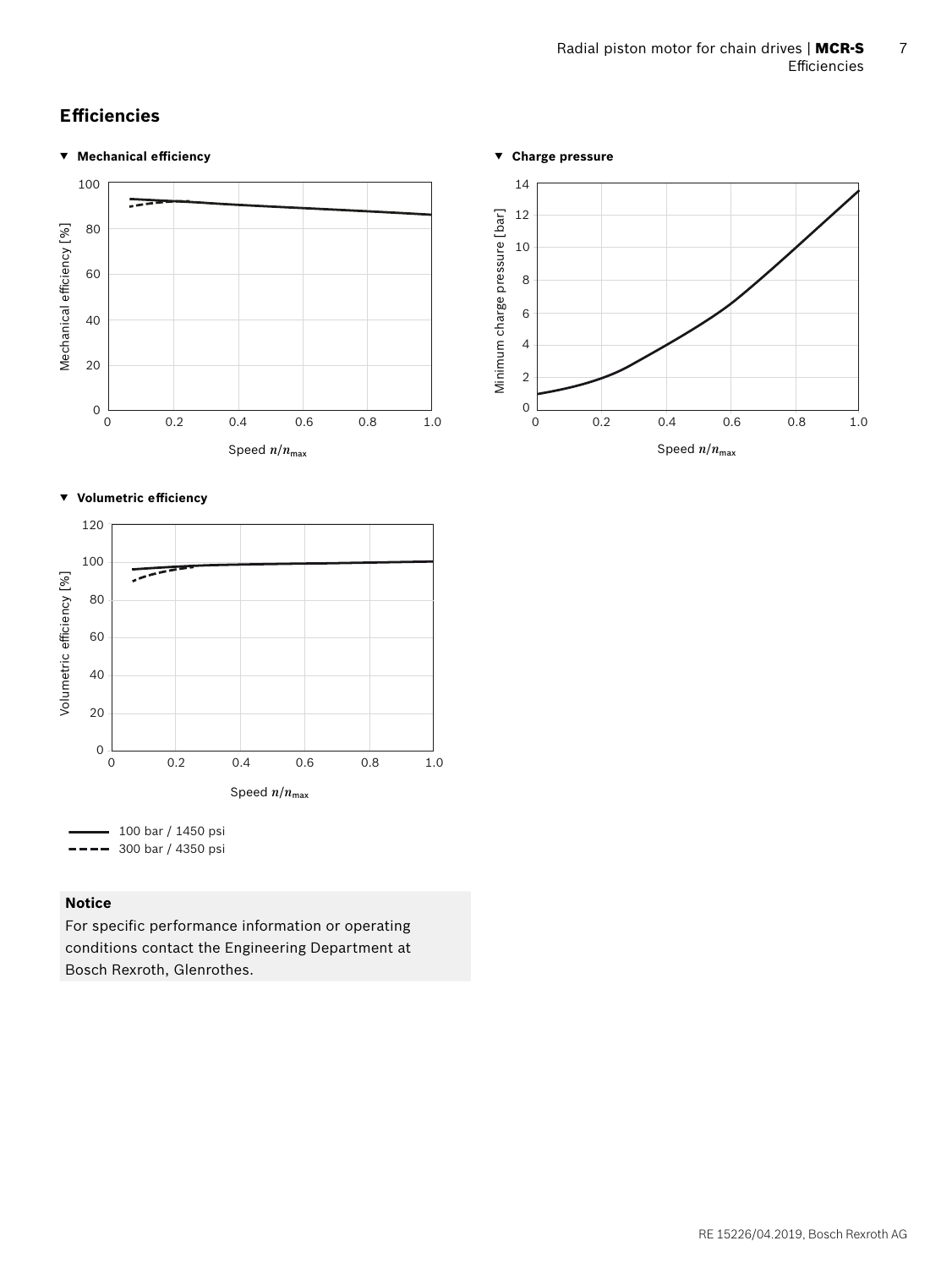## Efficiencies

▼ **Mechanical efficiency**

Mechanical efficiency [%]

Speed $n/n_{max}$

▼ **Charge pressure**

Minimum charge pressure [bar]

Speed $n/n_{max}$

▼ **Volumetric efficiency**

Volumetric efficiency [%]

Speed $n/n_{max}$

- 100 bar / 1450 psi (solid line)
- 300 bar / 4350 psi (dashed line)

**Notice**

For specific performance information or operating conditions contact the Engineering Department at Bosch Rexroth, Glenrothes.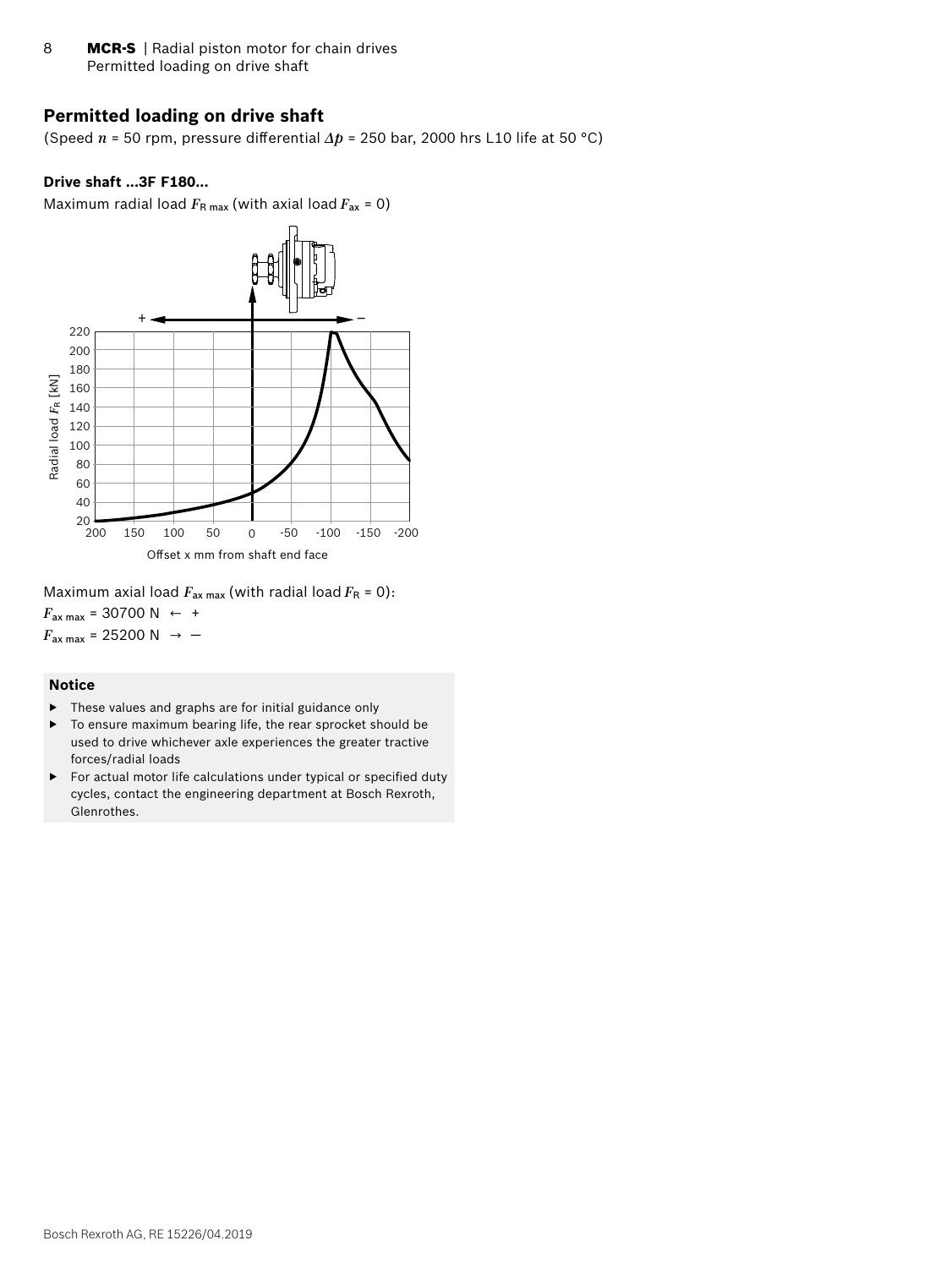## Permitted loading on drive shaft

(Speed $n$ = 50 rpm, pressure differential $\Delta p$ = 250 bar, 2000 hrs L10 life at 50 °C)

### Drive shaft ...3F F180...

Maximum radial load $F_{R\,max}$ (with axial load $F_{ax}$ = 0)

Maximum axial load $F_{ax\,max}$ (with radial load $F_R$ = 0):

$F_{ax\,max}$ = 30700 N ← +

$F_{ax\,max}$ = 25200 N → –

**Notice**

- These values and graphs are for initial guidance only
- To ensure maximum bearing life, the rear sprocket should be used to drive whichever axle experiences the greater tractive forces/radial loads
- For actual motor life calculations under typical or specified duty cycles, contact the engineering department at Bosch Rexroth, Glenrothes.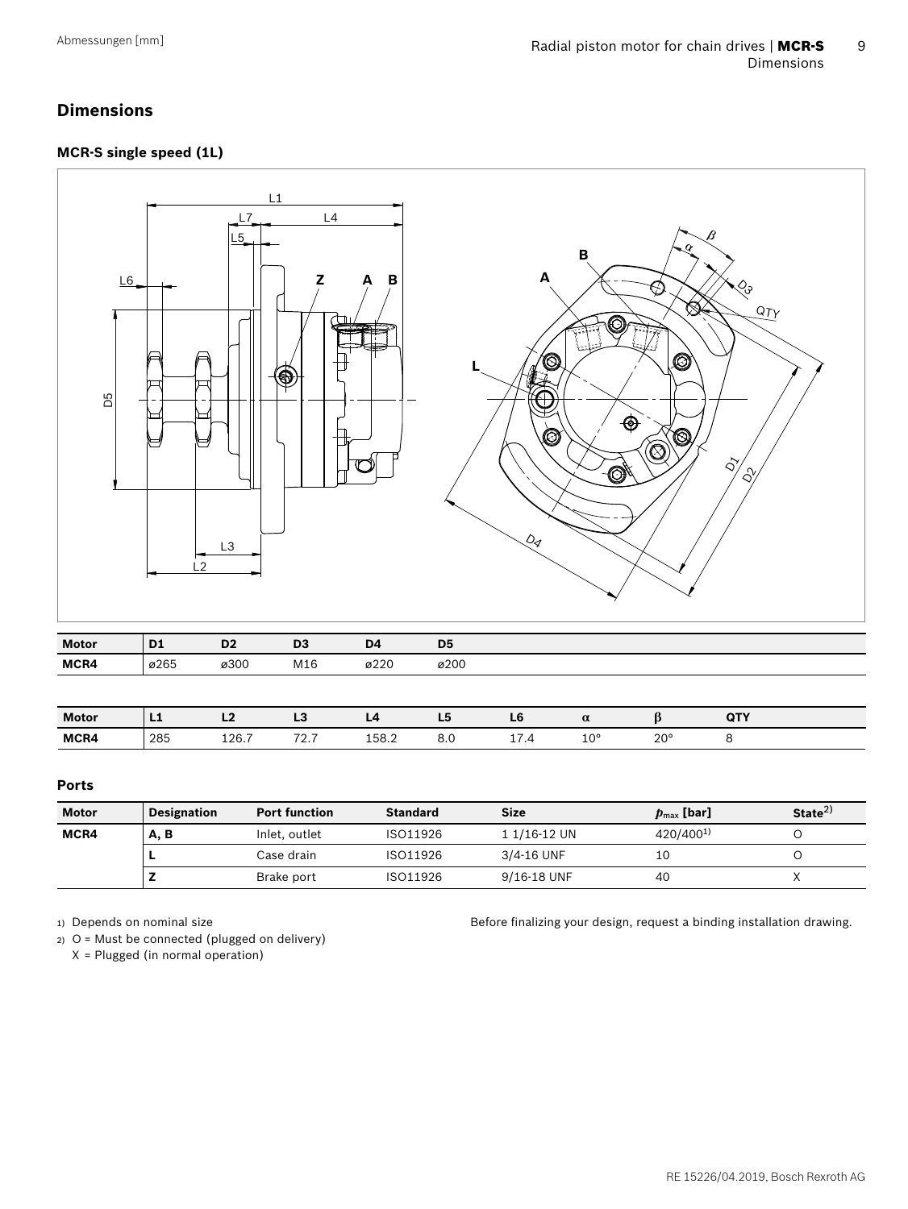## Dimensions

### MCR-S single speed (1L)

| Motor | D1 | D2 | D3 | D4 | D5 |
|---|---|---|---|---|---|
| MCR4 | ø265 | ø300 | M16 | ø220 | ø200 |

| Motor | L1 | L2 | L3 | L4 | L5 | L6 | α | β | QTY |
|---|---|---|---|---|---|---|---|---|---|
| MCR4 | 285 | 126.7 | 72.7 | 158.2 | 8.0 | 17.4 | 10° | 20° | 8 |

### Ports

| Motor | Designation | Port function | Standard | Size | $p_{max}$ [bar] | State[2] |
|---|---|---|---|---|---|---|
| MCR4 | A, B | Inlet, outlet | ISO11926 | 1 1/16-12 UN | 420/400[1] | O |
| | L | Case drain | ISO11926 | 3/4-16 UNF | 10 | O |
| | Z | Brake port | ISO11926 | 9/16-18 UNF | 40 | X |

1) Depends on nominal size

2) O = Must be connected (plugged on delivery)
X = Plugged (in normal operation)

Before finalizing your design, request a binding installation drawing.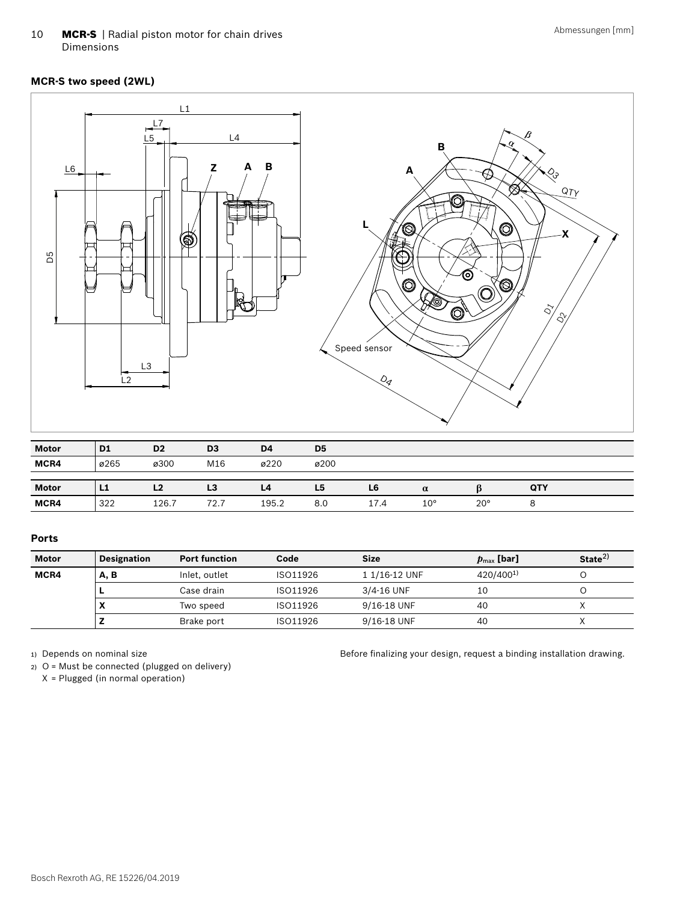## MCR-S two speed (2WL)

| Motor | D1 | D2 | D3 | D4 | D5 |
|---|---|---|---|---|---|
| MCR4 | ø265 | ø300 | M16 | ø220 | ø200 |

| Motor | L1 | L2 | L3 | L4 | L5 | L6 | α | β | QTY |
|---|---|---|---|---|---|---|---|---|---|
| MCR4 | 322 | 126.7 | 72.7 | 195.2 | 8.0 | 17.4 | 10° | 20° | 8 |

### Ports

| Motor | Designation | Port function | Code | Size | $p_{max}$ [bar] | State[2] |
|---|---|---|---|---|---|---|
| MCR4 | A, B | Inlet, outlet | ISO11926 | 1 1/16-12 UNF | 420/400[1] | O |
| | L | Case drain | ISO11926 | 3/4-16 UNF | 10 | O |
| | X | Two speed | ISO11926 | 9/16-18 UNF | 40 | X |
| | Z | Brake port | ISO11926 | 9/16-18 UNF | 40 | X |

1) Depends on nominal size

2) O = Must be connected (plugged on delivery)
X = Plugged (in normal operation)

Before finalizing your design, request a binding installation drawing.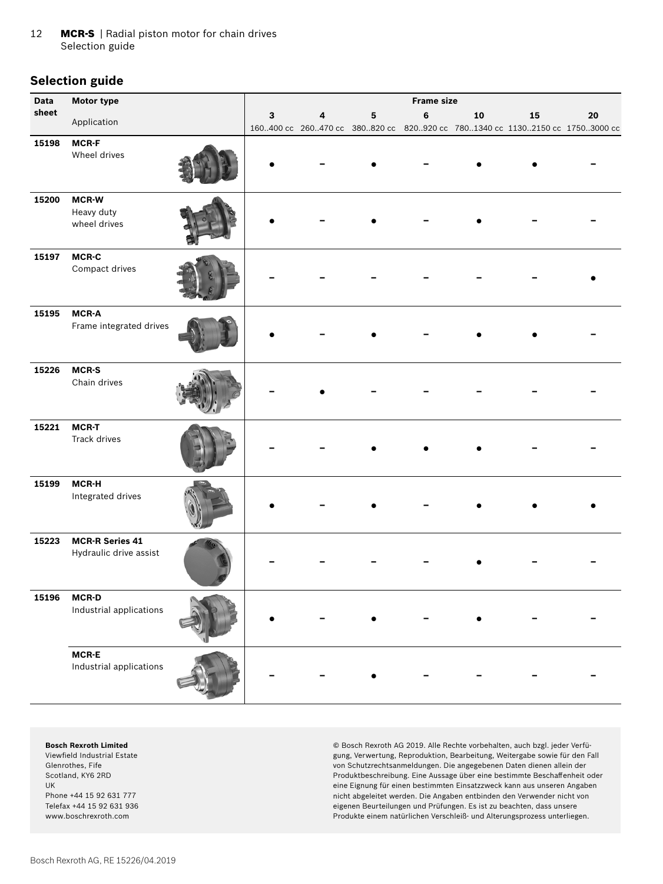## Selection guide

| Data sheet | Motor type<br>Application | Frame size<br>3<br>160..400 cc | <br>4<br>260..470 cc | <br>5<br>380..820 cc | <br>6<br>820..920 cc | <br>10<br>780..1340 cc | <br>15<br>1130..2150 cc | <br>20<br>1750..3000 cc |
|---|---|---|---|---|---|---|---|---|
| 15198 | **MCR-F**<br>Wheel drives | ● | – | ● | – | ● | ● | – |
| 15200 | **MCR-W**<br>Heavy duty wheel drives | ● | – | ● | – | ● | – | – |
| 15197 | **MCR-C**<br>Compact drives | – | – | – | – | – | – | ● |
| 15195 | **MCR-A**<br>Frame integrated drives | ● | – | ● | – | ● | ● | – |
| 15226 | **MCR-S**<br>Chain drives | – | ● | – | – | – | – | – |
| 15221 | **MCR-T**<br>Track drives | – | – | ● | ● | ● | – | – |
| 15199 | **MCR-H**<br>Integrated drives | ● | – | ● | – | ● | ● | ● |
| 15223 | **MCR-R Series 41**<br>Hydraulic drive assist | – | – | – | – | ● | – | – |
| 15196 | **MCR-D**<br>Industrial applications | ● | – | ● | – | ● | – | – |
| | **MCR-E**<br>Industrial applications | – | – | ● | – | – | – | – |

**Bosch Rexroth Limited**
Viewfield Industrial Estate
Glenrothes, Fife
Scotland, KY6 2RD
UK
Phone +44 15 92 631 777
Telefax +44 15 92 631 936
www.boschrexroth.com

© Bosch Rexroth AG 2019. Alle Rechte vorbehalten, auch bzgl. jeder Verfügung, Verwertung, Reproduktion, Bearbeitung, Weitergabe sowie für den Fall von Schutzrechtsanmeldungen. Die angegebenen Daten dienen allein der Produktbeschreibung. Eine Aussage über eine bestimmte Beschaffenheit oder eine Eignung für einen bestimmten Einsatzzweck kann aus unseren Angaben nicht abgeleitet werden. Die Angaben entbinden den Verwender nicht von eigenen Beurteilungen und Prüfungen. Es ist zu beachten, dass unsere Produkte einem natürlichen Verschleiß- und Alterungsprozess unterliegen.